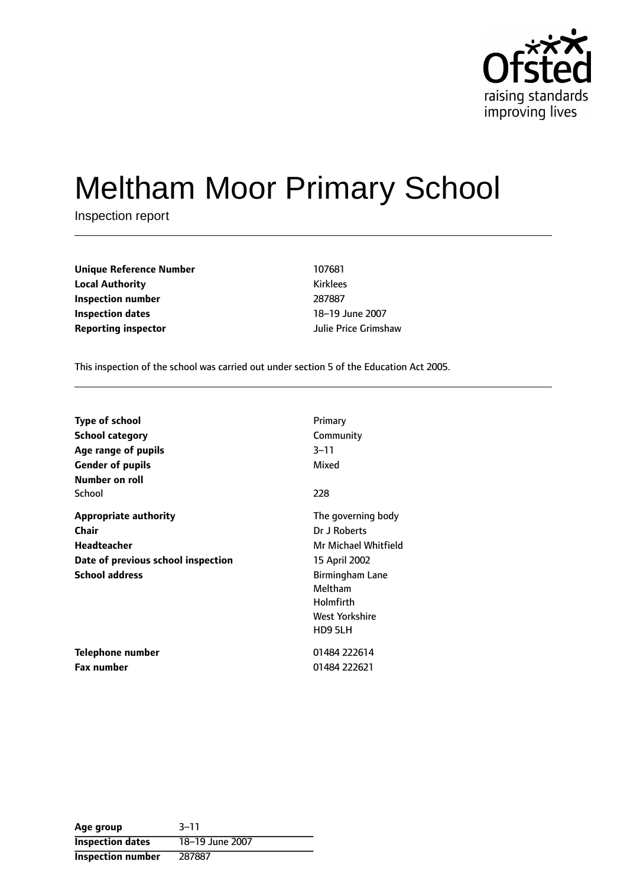Ofsted
raising standards
improving lives

# Meltham Moor Primary School

Inspection report

| | |
|---|---|
| **Unique Reference Number** | 107681 |
| **Local Authority** | Kirklees |
| **Inspection number** | 287887 |
| **Inspection dates** | 18–19 June 2007 |
| **Reporting inspector** | Julie Price Grimshaw |

This inspection of the school was carried out under section 5 of the Education Act 2005.

| | |
|---|---|
| **Type of school** | Primary |
| **School category** | Community |
| **Age range of pupils** | 3–11 |
| **Gender of pupils** | Mixed |
| **Number on roll** | |
| School | 228 |
| **Appropriate authority** | The governing body |
| **Chair** | Dr J Roberts |
| **Headteacher** | Mr Michael Whitfield |
| **Date of previous school inspection** | 15 April 2002 |
| **School address** | Birmingham Lane<br>Meltham<br>Holmfirth<br>West Yorkshire<br>HD9 5LH |
| **Telephone number** | 01484 222614 |
| **Fax number** | 01484 222621 |

| | |
|---|---|
| **Age group** | 3–11 |
| **Inspection dates** | 18–19 June 2007 |
| **Inspection number** | 287887 |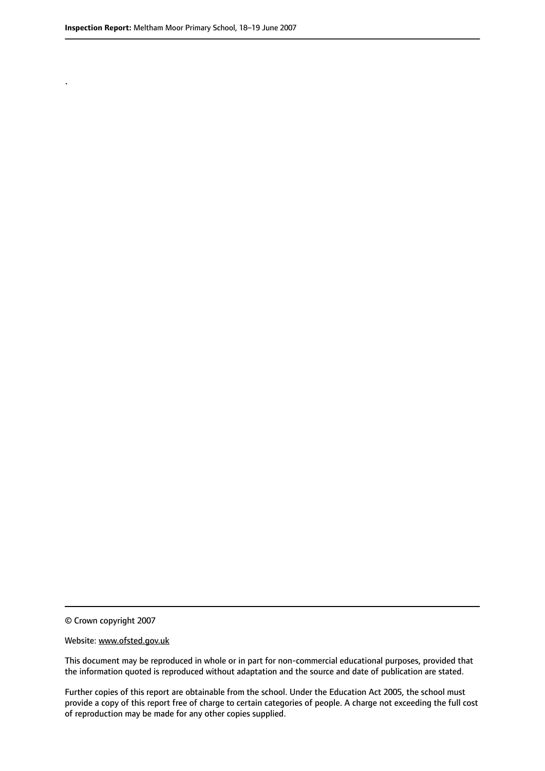.

© Crown copyright 2007

Website: www.ofsted.gov.uk

This document may be reproduced in whole or in part for non-commercial educational purposes, provided that the information quoted is reproduced without adaptation and the source and date of publication are stated.

Further copies of this report are obtainable from the school. Under the Education Act 2005, the school must provide a copy of this report free of charge to certain categories of people. A charge not exceeding the full cost of reproduction may be made for any other copies supplied.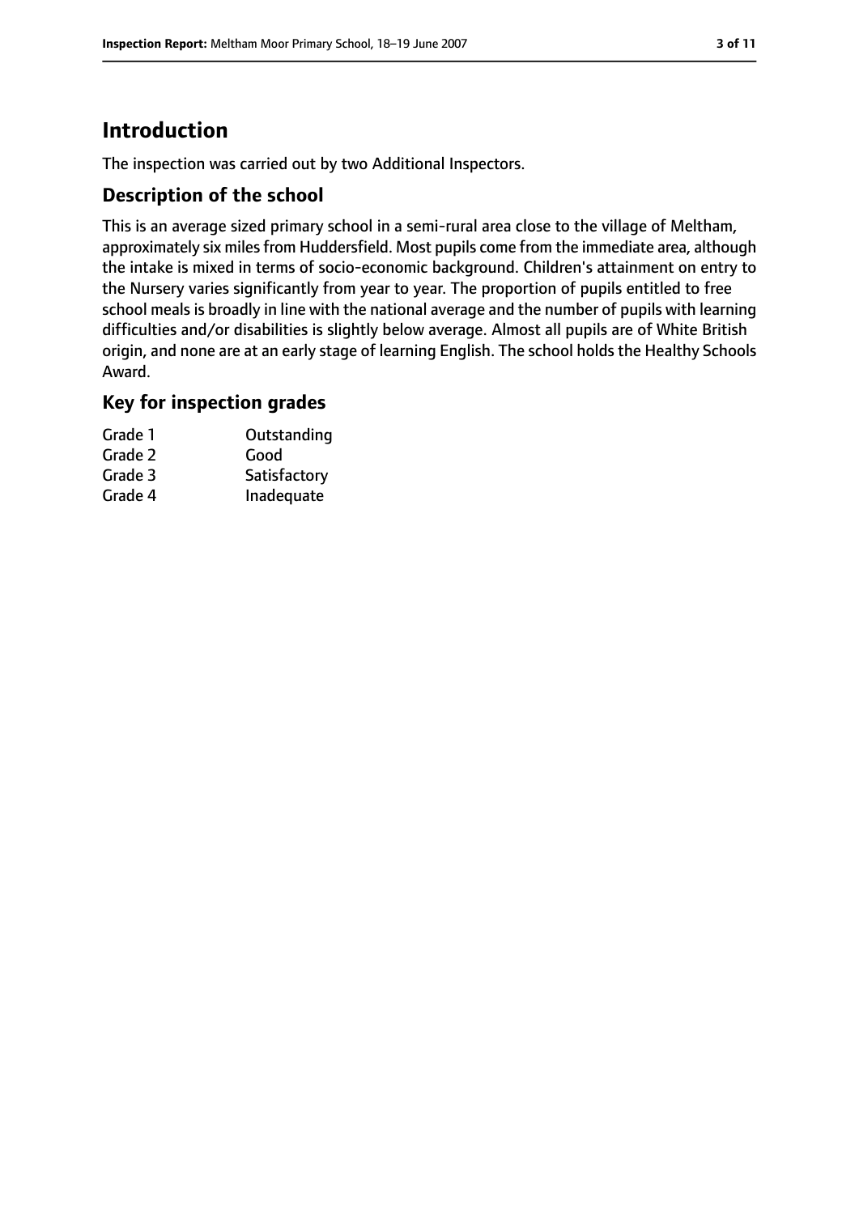# Introduction

The inspection was carried out by two Additional Inspectors.

## Description of the school

This is an average sized primary school in a semi-rural area close to the village of Meltham, approximately six miles from Huddersfield. Most pupils come from the immediate area, although the intake is mixed in terms of socio-economic background. Children's attainment on entry to the Nursery varies significantly from year to year. The proportion of pupils entitled to free school meals is broadly in line with the national average and the number of pupils with learning difficulties and/or disabilities is slightly below average. Almost all pupils are of White British origin, and none are at an early stage of learning English. The school holds the Healthy Schools Award.

## Key for inspection grades

| | |
|---|---|
| Grade 1 | Outstanding |
| Grade 2 | Good |
| Grade 3 | Satisfactory |
| Grade 4 | Inadequate |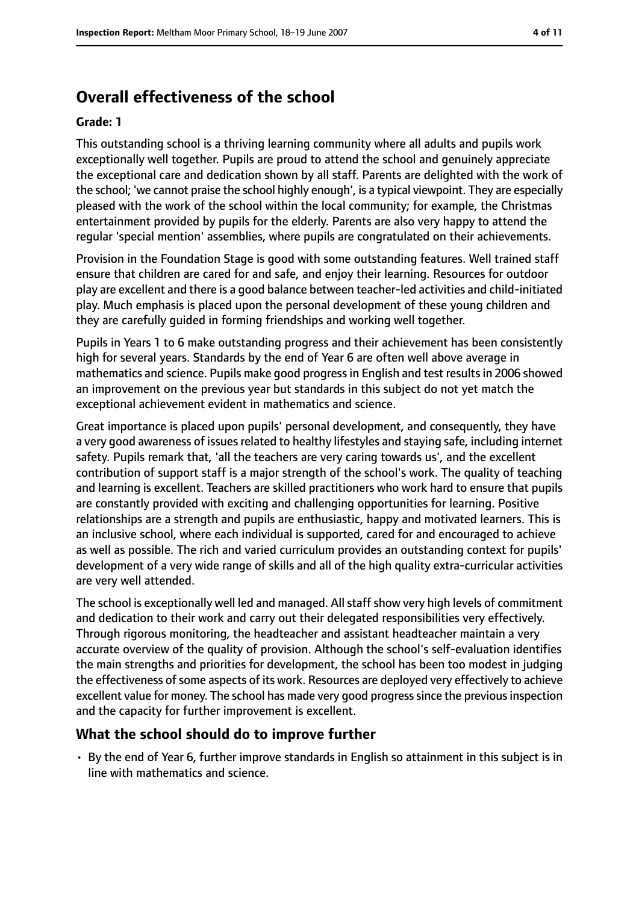## Overall effectiveness of the school

**Grade: 1**

This outstanding school is a thriving learning community where all adults and pupils work exceptionally well together. Pupils are proud to attend the school and genuinely appreciate the exceptional care and dedication shown by all staff. Parents are delighted with the work of the school; 'we cannot praise the school highly enough', is a typical viewpoint. They are especially pleased with the work of the school within the local community; for example, the Christmas entertainment provided by pupils for the elderly. Parents are also very happy to attend the regular 'special mention' assemblies, where pupils are congratulated on their achievements.

Provision in the Foundation Stage is good with some outstanding features. Well trained staff ensure that children are cared for and safe, and enjoy their learning. Resources for outdoor play are excellent and there is a good balance between teacher-led activities and child-initiated play. Much emphasis is placed upon the personal development of these young children and they are carefully guided in forming friendships and working well together.

Pupils in Years 1 to 6 make outstanding progress and their achievement has been consistently high for several years. Standards by the end of Year 6 are often well above average in mathematics and science. Pupils make good progress in English and test results in 2006 showed an improvement on the previous year but standards in this subject do not yet match the exceptional achievement evident in mathematics and science.

Great importance is placed upon pupils' personal development, and consequently, they have a very good awareness of issues related to healthy lifestyles and staying safe, including internet safety. Pupils remark that, 'all the teachers are very caring towards us', and the excellent contribution of support staff is a major strength of the school's work. The quality of teaching and learning is excellent. Teachers are skilled practitioners who work hard to ensure that pupils are constantly provided with exciting and challenging opportunities for learning. Positive relationships are a strength and pupils are enthusiastic, happy and motivated learners. This is an inclusive school, where each individual is supported, cared for and encouraged to achieve as well as possible. The rich and varied curriculum provides an outstanding context for pupils' development of a very wide range of skills and all of the high quality extra-curricular activities are very well attended.

The school is exceptionally well led and managed. All staff show very high levels of commitment and dedication to their work and carry out their delegated responsibilities very effectively. Through rigorous monitoring, the headteacher and assistant headteacher maintain a very accurate overview of the quality of provision. Although the school's self-evaluation identifies the main strengths and priorities for development, the school has been too modest in judging the effectiveness of some aspects of its work. Resources are deployed very effectively to achieve excellent value for money. The school has made very good progress since the previous inspection and the capacity for further improvement is excellent.

### What the school should do to improve further

- By the end of Year 6, further improve standards in English so attainment in this subject is in line with mathematics and science.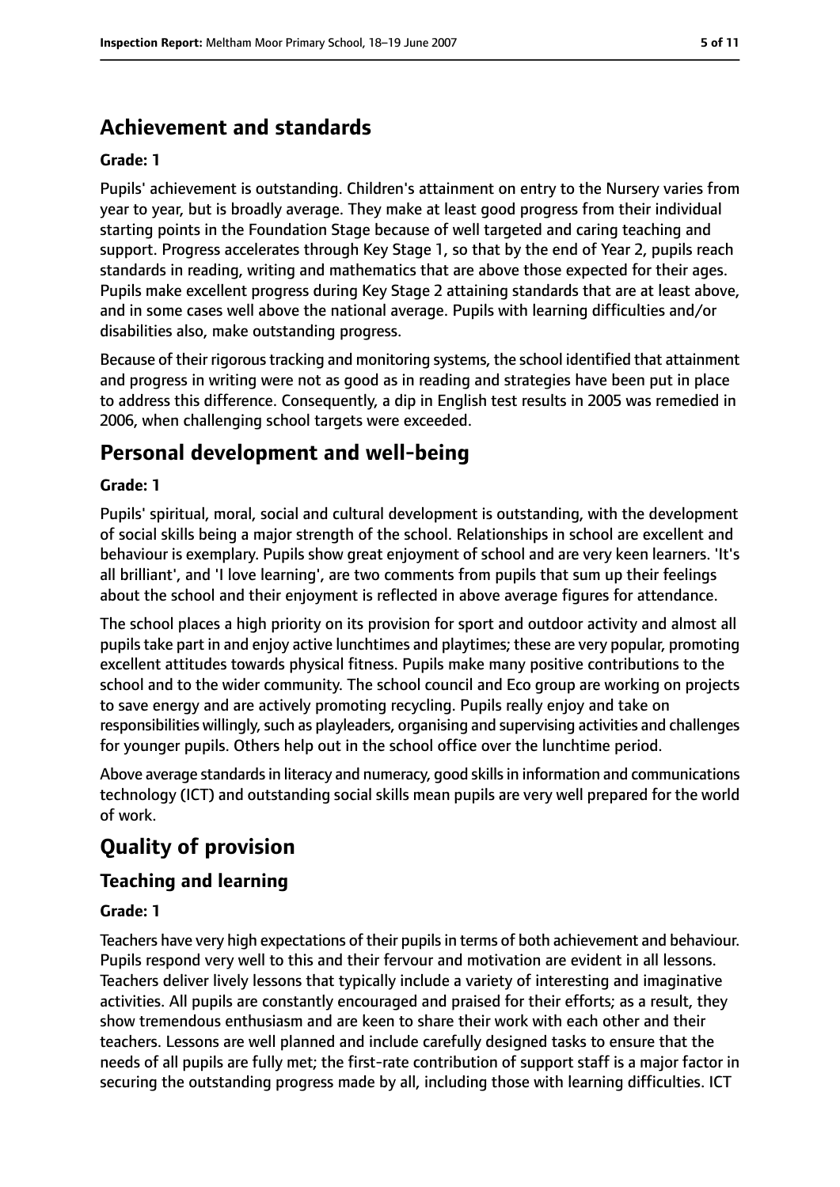## Achievement and standards

**Grade: 1**

Pupils' achievement is outstanding. Children's attainment on entry to the Nursery varies from year to year, but is broadly average. They make at least good progress from their individual starting points in the Foundation Stage because of well targeted and caring teaching and support. Progress accelerates through Key Stage 1, so that by the end of Year 2, pupils reach standards in reading, writing and mathematics that are above those expected for their ages. Pupils make excellent progress during Key Stage 2 attaining standards that are at least above, and in some cases well above the national average. Pupils with learning difficulties and/or disabilities also, make outstanding progress.

Because of their rigorous tracking and monitoring systems, the school identified that attainment and progress in writing were not as good as in reading and strategies have been put in place to address this difference. Consequently, a dip in English test results in 2005 was remedied in 2006, when challenging school targets were exceeded.

## Personal development and well-being

**Grade: 1**

Pupils' spiritual, moral, social and cultural development is outstanding, with the development of social skills being a major strength of the school. Relationships in school are excellent and behaviour is exemplary. Pupils show great enjoyment of school and are very keen learners. 'It's all brilliant', and 'I love learning', are two comments from pupils that sum up their feelings about the school and their enjoyment is reflected in above average figures for attendance.

The school places a high priority on its provision for sport and outdoor activity and almost all pupils take part in and enjoy active lunchtimes and playtimes; these are very popular, promoting excellent attitudes towards physical fitness. Pupils make many positive contributions to the school and to the wider community. The school council and Eco group are working on projects to save energy and are actively promoting recycling. Pupils really enjoy and take on responsibilities willingly, such as playleaders, organising and supervising activities and challenges for younger pupils. Others help out in the school office over the lunchtime period.

Above average standards in literacy and numeracy, good skills in information and communications technology (ICT) and outstanding social skills mean pupils are very well prepared for the world of work.

# Quality of provision

## Teaching and learning

**Grade: 1**

Teachers have very high expectations of their pupils in terms of both achievement and behaviour. Pupils respond very well to this and their fervour and motivation are evident in all lessons. Teachers deliver lively lessons that typically include a variety of interesting and imaginative activities. All pupils are constantly encouraged and praised for their efforts; as a result, they show tremendous enthusiasm and are keen to share their work with each other and their teachers. Lessons are well planned and include carefully designed tasks to ensure that the needs of all pupils are fully met; the first-rate contribution of support staff is a major factor in securing the outstanding progress made by all, including those with learning difficulties. ICT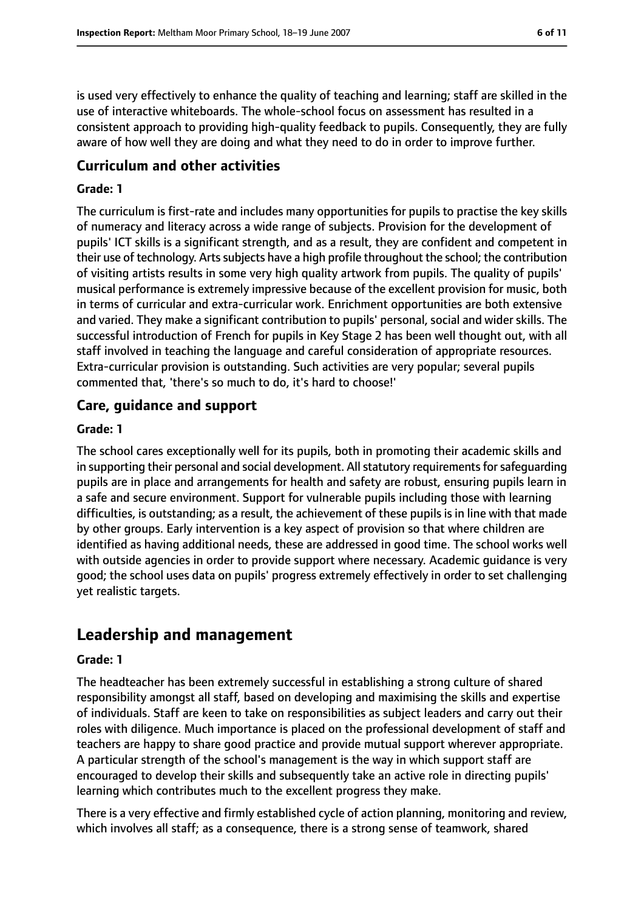is used very effectively to enhance the quality of teaching and learning; staff are skilled in the use of interactive whiteboards. The whole-school focus on assessment has resulted in a consistent approach to providing high-quality feedback to pupils. Consequently, they are fully aware of how well they are doing and what they need to do in order to improve further.

### Curriculum and other activities

#### Grade: 1

The curriculum is first-rate and includes many opportunities for pupils to practise the key skills of numeracy and literacy across a wide range of subjects. Provision for the development of pupils' ICT skills is a significant strength, and as a result, they are confident and competent in their use of technology. Arts subjects have a high profile throughout the school; the contribution of visiting artists results in some very high quality artwork from pupils. The quality of pupils' musical performance is extremely impressive because of the excellent provision for music, both in terms of curricular and extra-curricular work. Enrichment opportunities are both extensive and varied. They make a significant contribution to pupils' personal, social and wider skills. The successful introduction of French for pupils in Key Stage 2 has been well thought out, with all staff involved in teaching the language and careful consideration of appropriate resources. Extra-curricular provision is outstanding. Such activities are very popular; several pupils commented that, 'there's so much to do, it's hard to choose!'

### Care, guidance and support

#### Grade: 1

The school cares exceptionally well for its pupils, both in promoting their academic skills and in supporting their personal and social development. All statutory requirements for safeguarding pupils are in place and arrangements for health and safety are robust, ensuring pupils learn in a safe and secure environment. Support for vulnerable pupils including those with learning difficulties, is outstanding; as a result, the achievement of these pupils is in line with that made by other groups. Early intervention is a key aspect of provision so that where children are identified as having additional needs, these are addressed in good time. The school works well with outside agencies in order to provide support where necessary. Academic guidance is very good; the school uses data on pupils' progress extremely effectively in order to set challenging yet realistic targets.

## Leadership and management

#### Grade: 1

The headteacher has been extremely successful in establishing a strong culture of shared responsibility amongst all staff, based on developing and maximising the skills and expertise of individuals. Staff are keen to take on responsibilities as subject leaders and carry out their roles with diligence. Much importance is placed on the professional development of staff and teachers are happy to share good practice and provide mutual support wherever appropriate. A particular strength of the school's management is the way in which support staff are encouraged to develop their skills and subsequently take an active role in directing pupils' learning which contributes much to the excellent progress they make.

There is a very effective and firmly established cycle of action planning, monitoring and review, which involves all staff; as a consequence, there is a strong sense of teamwork, shared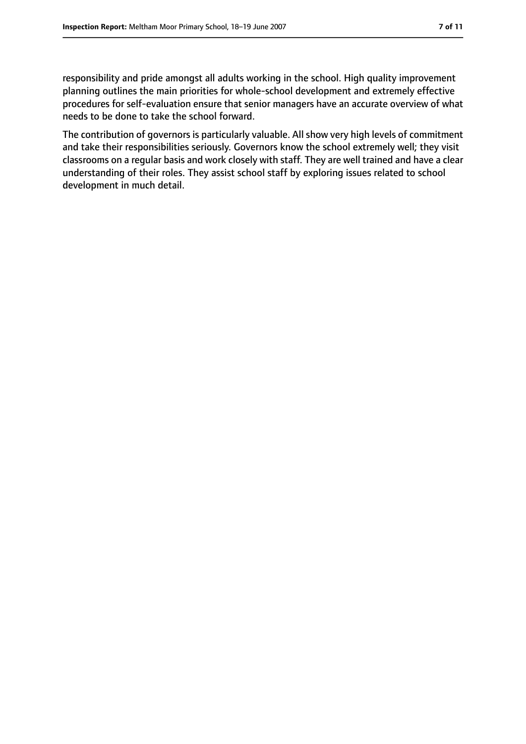responsibility and pride amongst all adults working in the school. High quality improvement planning outlines the main priorities for whole-school development and extremely effective procedures for self-evaluation ensure that senior managers have an accurate overview of what needs to be done to take the school forward.

The contribution of governors is particularly valuable. All show very high levels of commitment and take their responsibilities seriously. Governors know the school extremely well; they visit classrooms on a regular basis and work closely with staff. They are well trained and have a clear understanding of their roles. They assist school staff by exploring issues related to school development in much detail.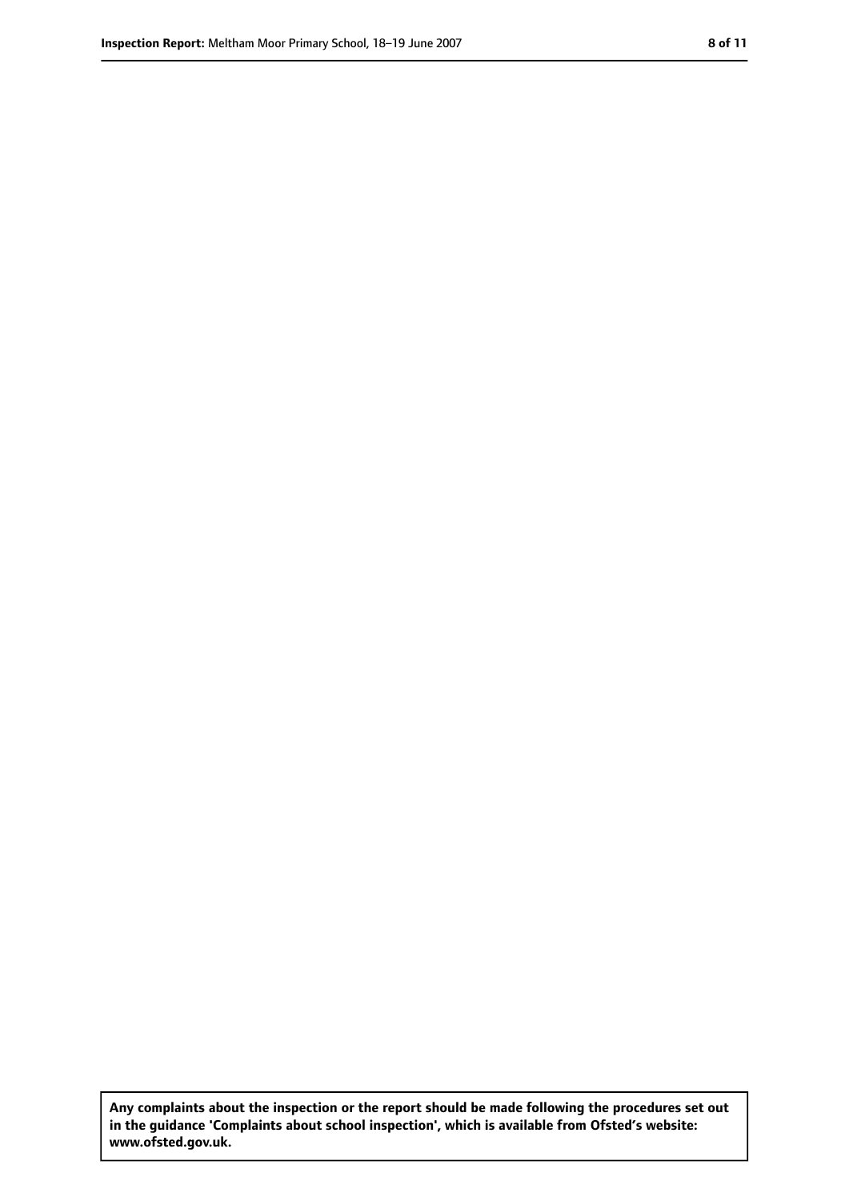**Any complaints about the inspection or the report should be made following the procedures set out in the guidance 'Complaints about school inspection', which is available from Ofsted's website: www.ofsted.gov.uk.**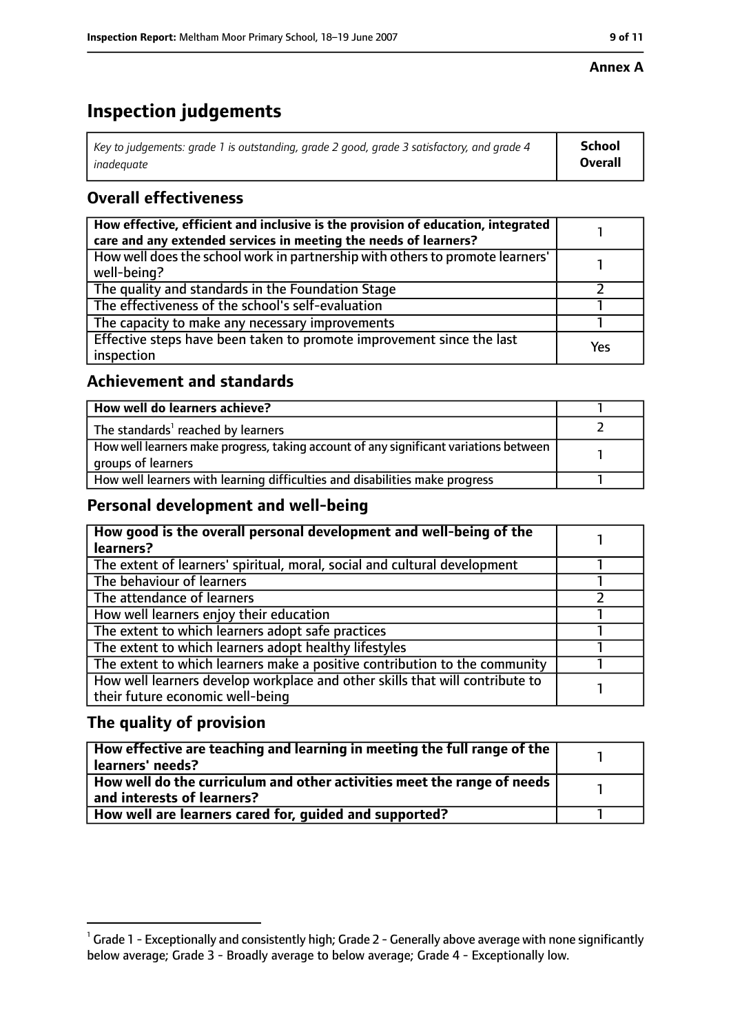**Annex A**

# Inspection judgements

| *Key to judgements: grade 1 is outstanding, grade 2 good, grade 3 satisfactory, and grade 4 inadequate* | **School Overall** |
|---|---|

## Overall effectiveness

| | |
|---|---|
| **How effective, efficient and inclusive is the provision of education, integrated care and any extended services in meeting the needs of learners?** | 1 |
| How well does the school work in partnership with others to promote learners' well-being? | 1 |
| The quality and standards in the Foundation Stage | 2 |
| The effectiveness of the school's self-evaluation | 1 |
| The capacity to make any necessary improvements | 1 |
| Effective steps have been taken to promote improvement since the last inspection | Yes |

## Achievement and standards

| | |
|---|---|
| **How well do learners achieve?** | 1 |
| The standards[1] reached by learners | 2 |
| How well learners make progress, taking account of any significant variations between groups of learners | 1 |
| How well learners with learning difficulties and disabilities make progress | 1 |

## Personal development and well-being

| | |
|---|---|
| **How good is the overall personal development and well-being of the learners?** | 1 |
| The extent of learners' spiritual, moral, social and cultural development | 1 |
| The behaviour of learners | 1 |
| The attendance of learners | 2 |
| How well learners enjoy their education | 1 |
| The extent to which learners adopt safe practices | 1 |
| The extent to which learners adopt healthy lifestyles | 1 |
| The extent to which learners make a positive contribution to the community | 1 |
| How well learners develop workplace and other skills that will contribute to their future economic well-being | 1 |

## The quality of provision

| | |
|---|---|
| **How effective are teaching and learning in meeting the full range of the learners' needs?** | 1 |
| **How well do the curriculum and other activities meet the range of needs and interests of learners?** | 1 |
| **How well are learners cared for, guided and supported?** | 1 |

[1] Grade 1 - Exceptionally and consistently high; Grade 2 - Generally above average with none significantly below average; Grade 3 - Broadly average to below average; Grade 4 - Exceptionally low.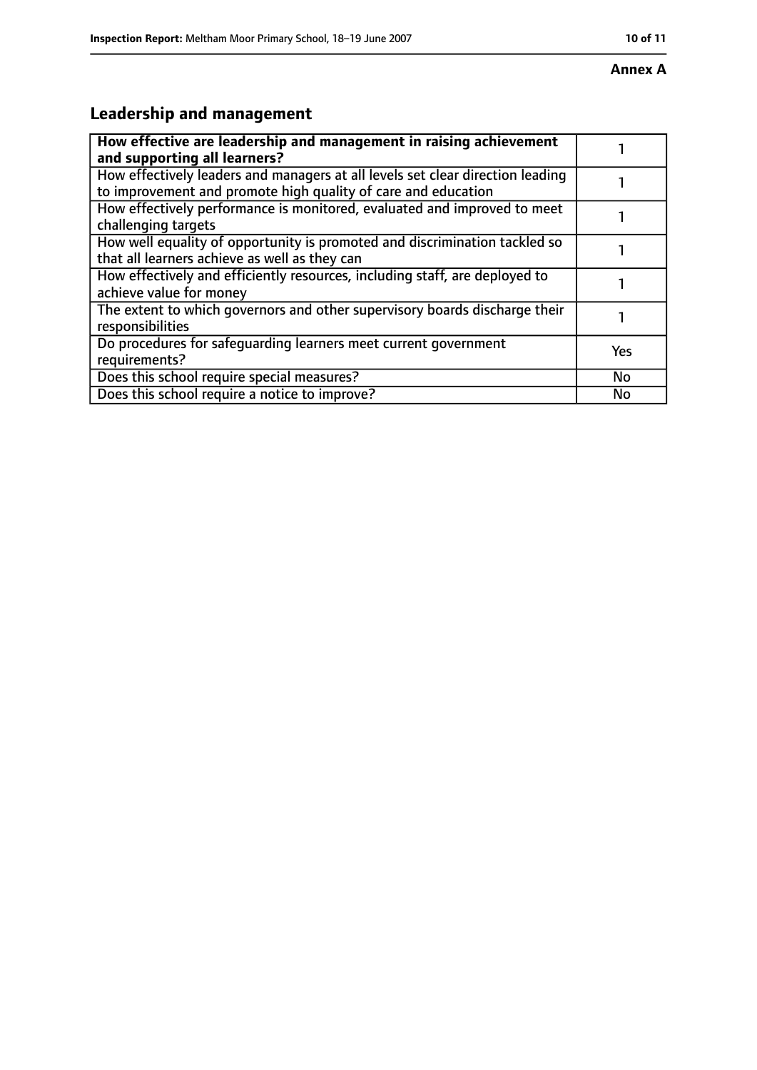**Annex A**

## Leadership and management

| **How effective are leadership and management in raising achievement and supporting all learners?** | 1 |
|---|---|
| How effectively leaders and managers at all levels set clear direction leading to improvement and promote high quality of care and education | 1 |
| How effectively performance is monitored, evaluated and improved to meet challenging targets | 1 |
| How well equality of opportunity is promoted and discrimination tackled so that all learners achieve as well as they can | 1 |
| How effectively and efficiently resources, including staff, are deployed to achieve value for money | 1 |
| The extent to which governors and other supervisory boards discharge their responsibilities | 1 |
| Do procedures for safeguarding learners meet current government requirements? | Yes |
| Does this school require special measures? | No |
| Does this school require a notice to improve? | No |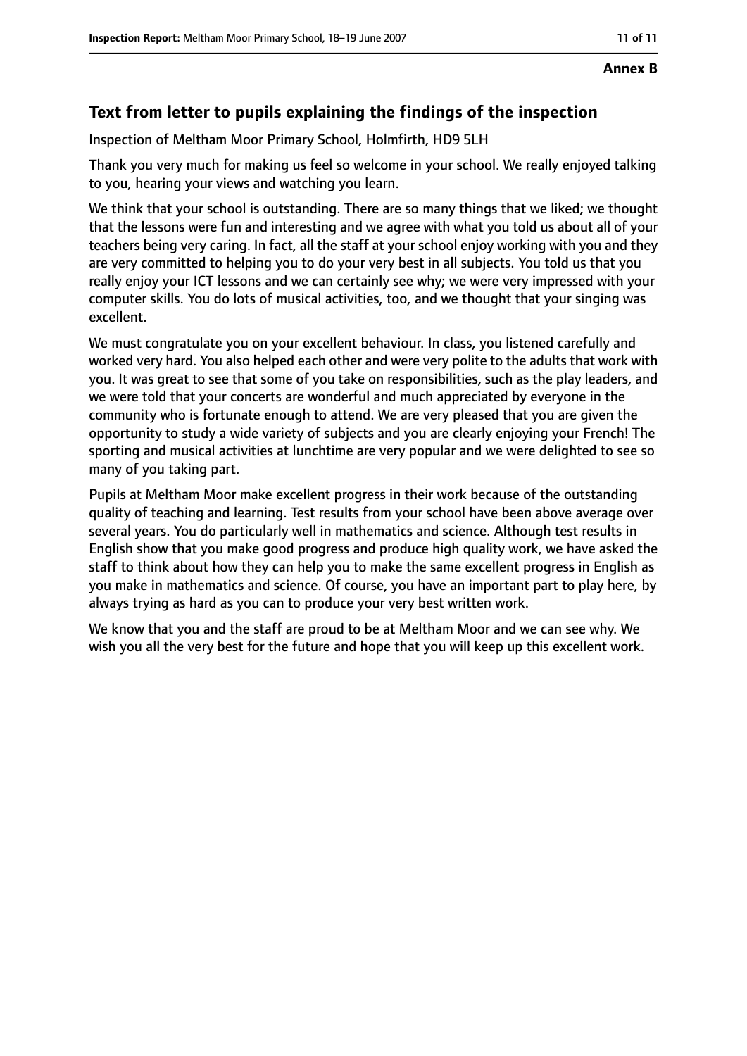**Annex B**

## Text from letter to pupils explaining the findings of the inspection

Inspection of Meltham Moor Primary School, Holmfirth, HD9 5LH

Thank you very much for making us feel so welcome in your school. We really enjoyed talking to you, hearing your views and watching you learn.

We think that your school is outstanding. There are so many things that we liked; we thought that the lessons were fun and interesting and we agree with what you told us about all of your teachers being very caring. In fact, all the staff at your school enjoy working with you and they are very committed to helping you to do your very best in all subjects. You told us that you really enjoy your ICT lessons and we can certainly see why; we were very impressed with your computer skills. You do lots of musical activities, too, and we thought that your singing was excellent.

We must congratulate you on your excellent behaviour. In class, you listened carefully and worked very hard. You also helped each other and were very polite to the adults that work with you. It was great to see that some of you take on responsibilities, such as the play leaders, and we were told that your concerts are wonderful and much appreciated by everyone in the community who is fortunate enough to attend. We are very pleased that you are given the opportunity to study a wide variety of subjects and you are clearly enjoying your French! The sporting and musical activities at lunchtime are very popular and we were delighted to see so many of you taking part.

Pupils at Meltham Moor make excellent progress in their work because of the outstanding quality of teaching and learning. Test results from your school have been above average over several years. You do particularly well in mathematics and science. Although test results in English show that you make good progress and produce high quality work, we have asked the staff to think about how they can help you to make the same excellent progress in English as you make in mathematics and science. Of course, you have an important part to play here, by always trying as hard as you can to produce your very best written work.

We know that you and the staff are proud to be at Meltham Moor and we can see why. We wish you all the very best for the future and hope that you will keep up this excellent work.